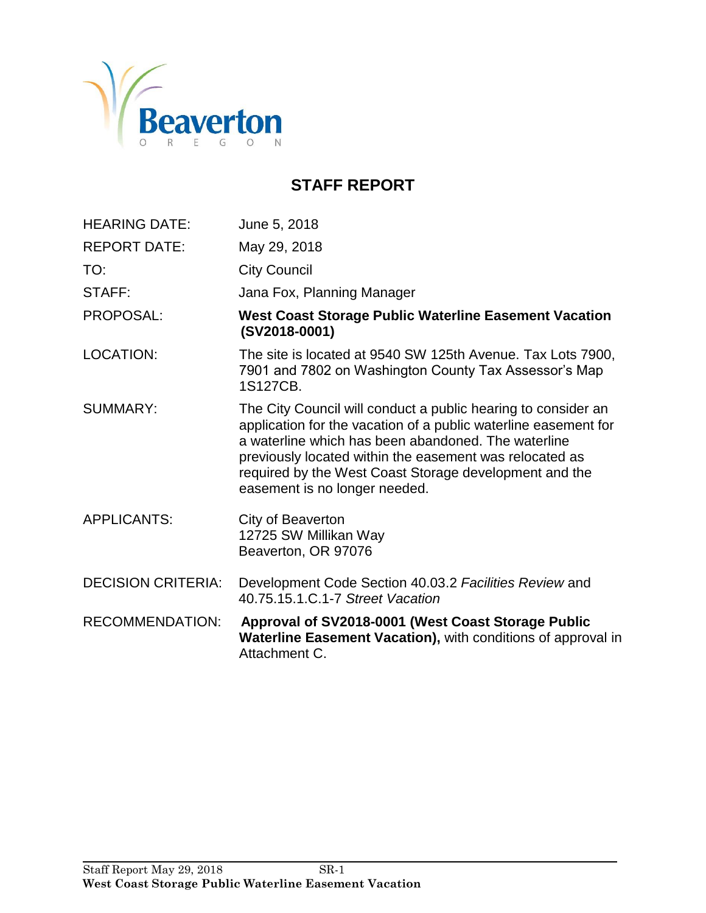# STAFF REPORT

| | |
|---|---|
| HEARING DATE: | June 5, 2018 |
| REPORT DATE: | May 29, 2018 |
| TO: | City Council |
| STAFF: | Jana Fox, Planning Manager |
| PROPOSAL: | **West Coast Storage Public Waterline Easement Vacation (SV2018-0001)** |
| LOCATION: | The site is located at 9540 SW 125th Avenue. Tax Lots 7900, 7901 and 7802 on Washington County Tax Assessor's Map 1S127CB. |
| SUMMARY: | The City Council will conduct a public hearing to consider an application for the vacation of a public waterline easement for a waterline which has been abandoned. The waterline previously located within the easement was relocated as required by the West Coast Storage development and the easement is no longer needed. |
| APPLICANTS: | City of Beaverton<br>12725 SW Millikan Way<br>Beaverton, OR 97076 |
| DECISION CRITERIA: | Development Code Section 40.03.2 *Facilities Review* and 40.75.15.1.C.1-7 *Street Vacation* |
| RECOMMENDATION: | **Approval of SV2018-0001 (West Coast Storage Public Waterline Easement Vacation),** with conditions of approval in Attachment C. |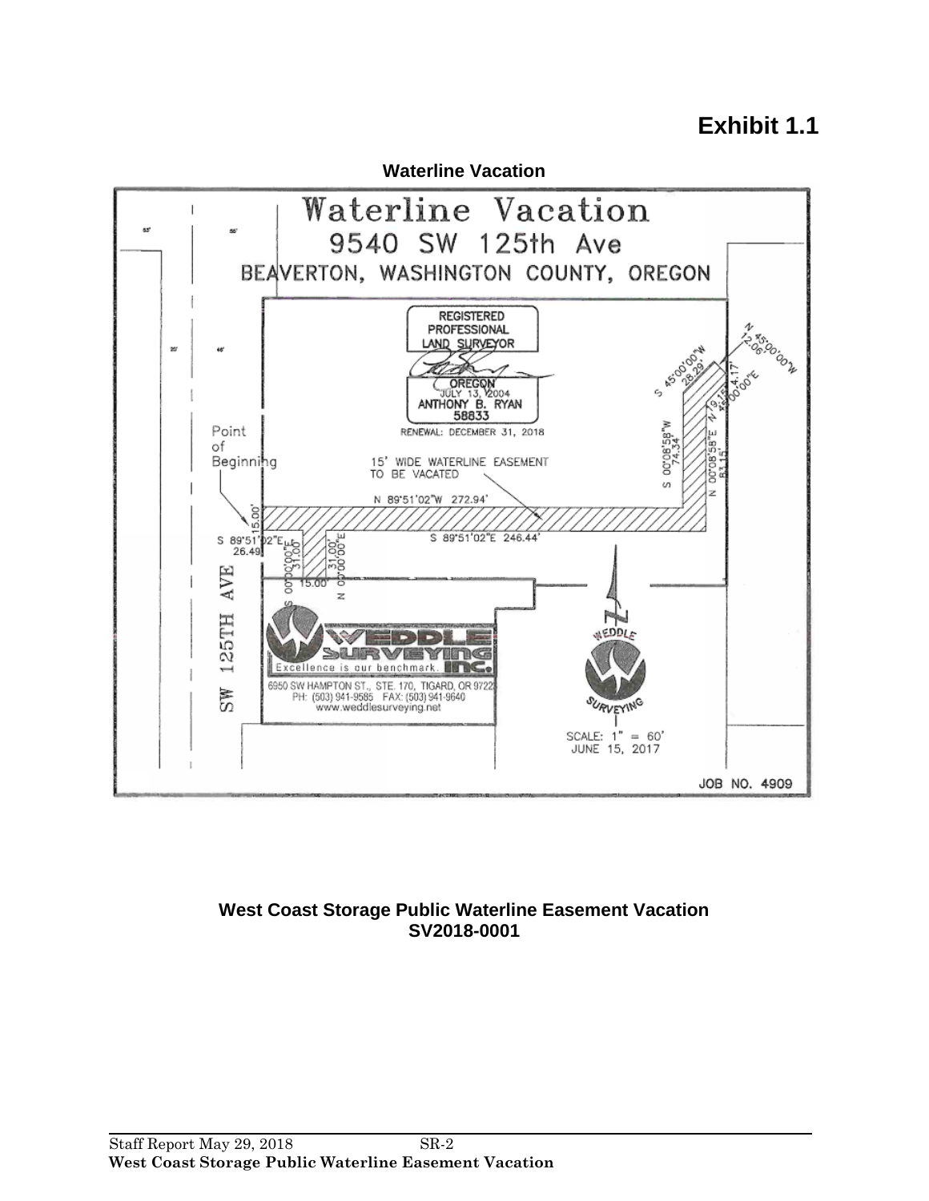# Exhibit 1.1

**Waterline Vacation**

Waterline Vacation
9540 SW 125th Ave
BEAVERTON, WASHINGTON COUNTY, OREGON

REGISTERED PROFESSIONAL LAND SURVEYOR
OREGON
JULY 13, 2004
ANTHONY B. RYAN
58833
RENEWAL: DECEMBER 31, 2018

Point of Beginning

15' WIDE WATERLINE EASEMENT TO BE VACATED

N 89°51'02"W 272.94'

S 89°51'02"E 246.44'

S 89°51'02"E 26.49'

15.00'

S 00°00'00"E 31.00'

N 00°00'00"E 31.00'

15.00'

S 45°00'00"W 28.29'

N 45°00'00"W 12.06'

S 00°08'58"W 74.34'

N 00°08'58"E 83.15'

N 19.15'

45°00'00"E 4.17'

SW 125TH AVE

WEDDLE SURVEYING INC.
Excellence is our benchmark.
6950 SW HAMPTON ST., STE. 170, TIGARD, OR 97223
PH: (503) 941-9585 FAX: (503) 941-9640
www.weddlesurveying.net

SCALE: 1" = 60'
JUNE 15, 2017

JOB NO. 4909

**West Coast Storage Public Waterline Easement Vacation**
**SV2018-0001**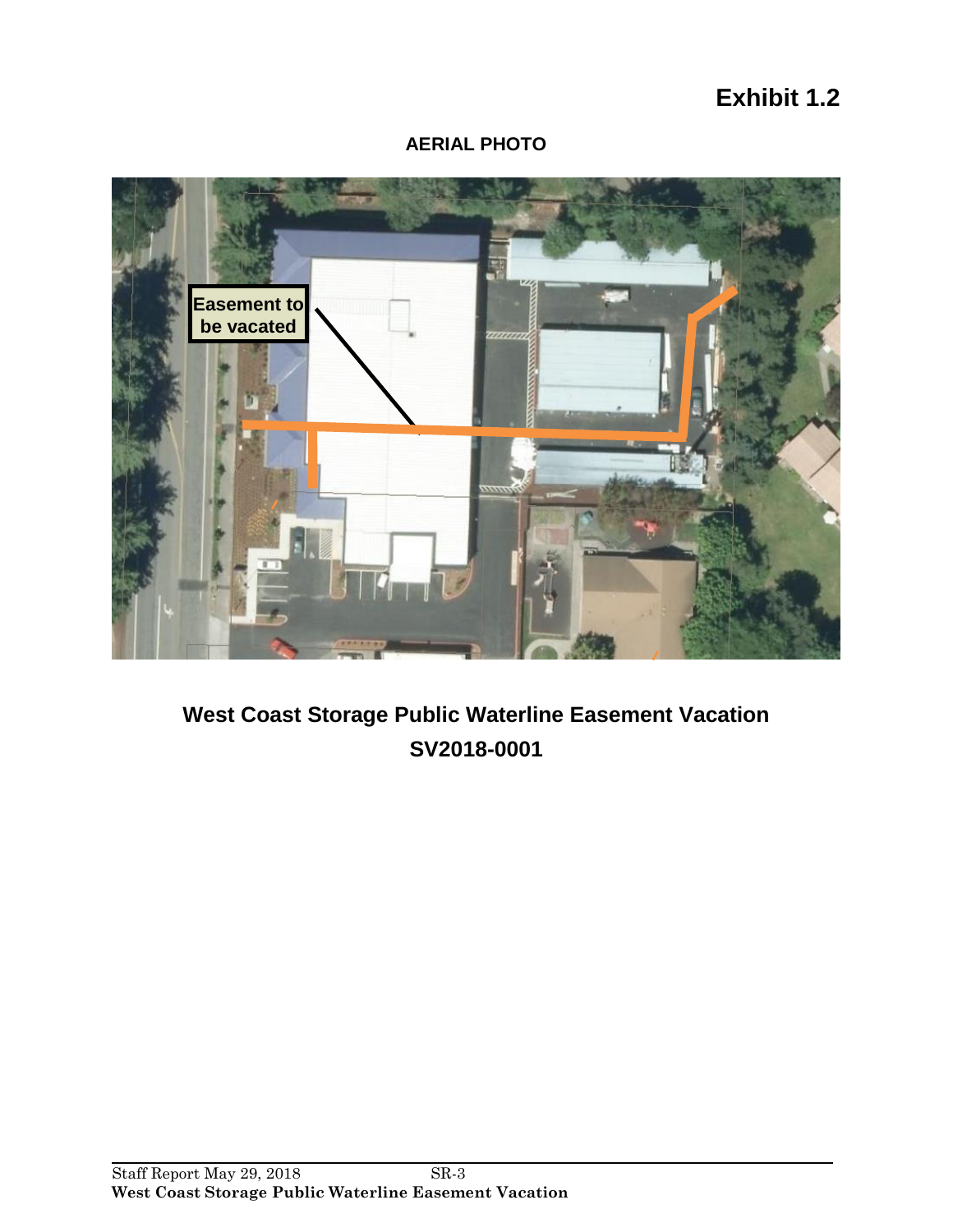# Exhibit 1.2

## AERIAL PHOTO

Easement to be vacated

**West Coast Storage Public Waterline Easement Vacation**
**SV2018-0001**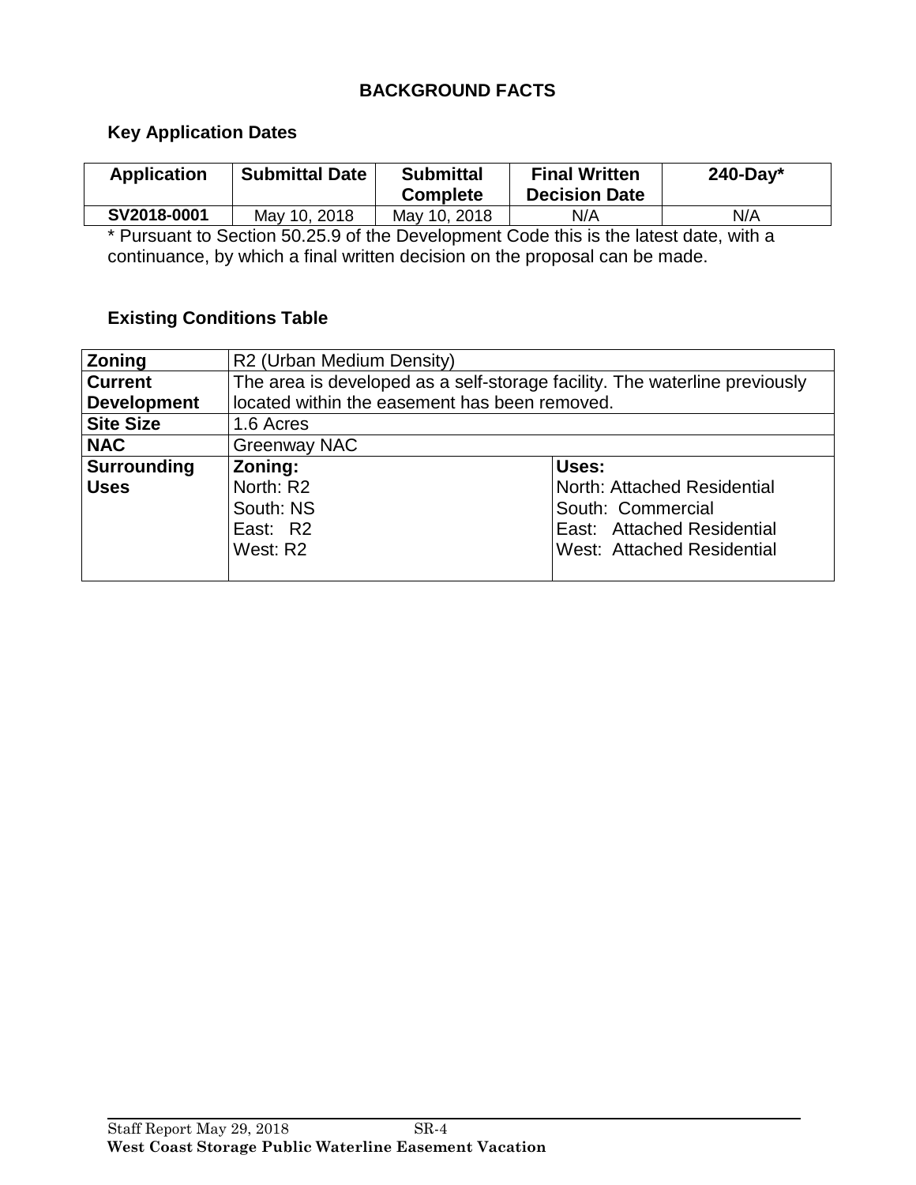# BACKGROUND FACTS

## Key Application Dates

| Application | Submittal Date | Submittal Complete | Final Written Decision Date | 240-Day* |
|---|---|---|---|---|
| **SV2018-0001** | May 10, 2018 | May 10, 2018 | N/A | N/A |

\* Pursuant to Section 50.25.9 of the Development Code this is the latest date, with a continuance, by which a final written decision on the proposal can be made.

## Existing Conditions Table

| | | |
|---|---|---|
| **Zoning** | R2 (Urban Medium Density) | |
| **Current Development** | The area is developed as a self-storage facility. The waterline previously located within the easement has been removed. | |
| **Site Size** | 1.6 Acres | |
| **NAC** | Greenway NAC | |
| **Surrounding Uses** | **Zoning:**<br>North: R2<br>South: NS<br>East: R2<br>West: R2 | **Uses:**<br>North: Attached Residential<br>South: Commercial<br>East: Attached Residential<br>West: Attached Residential |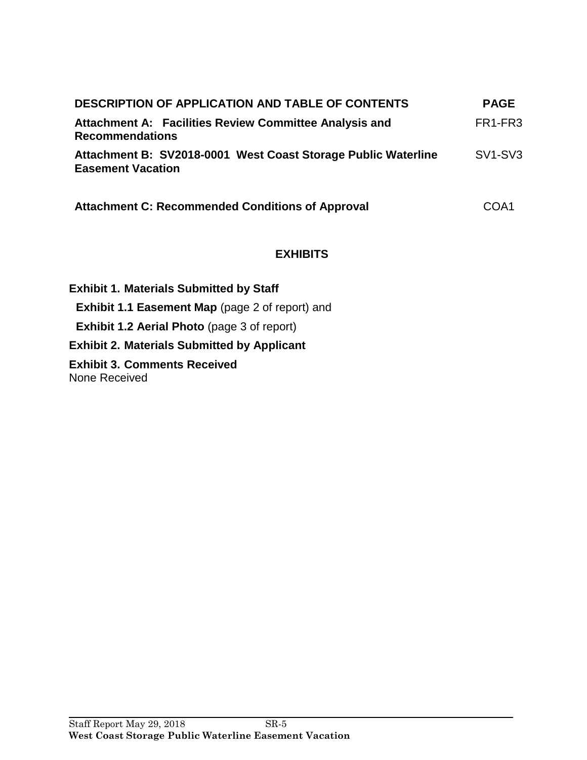| DESCRIPTION OF APPLICATION AND TABLE OF CONTENTS | PAGE |
| --- | --- |
| **Attachment A: Facilities Review Committee Analysis and Recommendations** | FR1-FR3 |
| **Attachment B: SV2018-0001 West Coast Storage Public Waterline Easement Vacation** | SV1-SV3 |
| **Attachment C: Recommended Conditions of Approval** | COA1 |

## EXHIBITS

**Exhibit 1. Materials Submitted by Staff**

**Exhibit 1.1 Easement Map** (page 2 of report) and

**Exhibit 1.2 Aerial Photo** (page 3 of report)

**Exhibit 2. Materials Submitted by Applicant**

**Exhibit 3. Comments Received**
None Received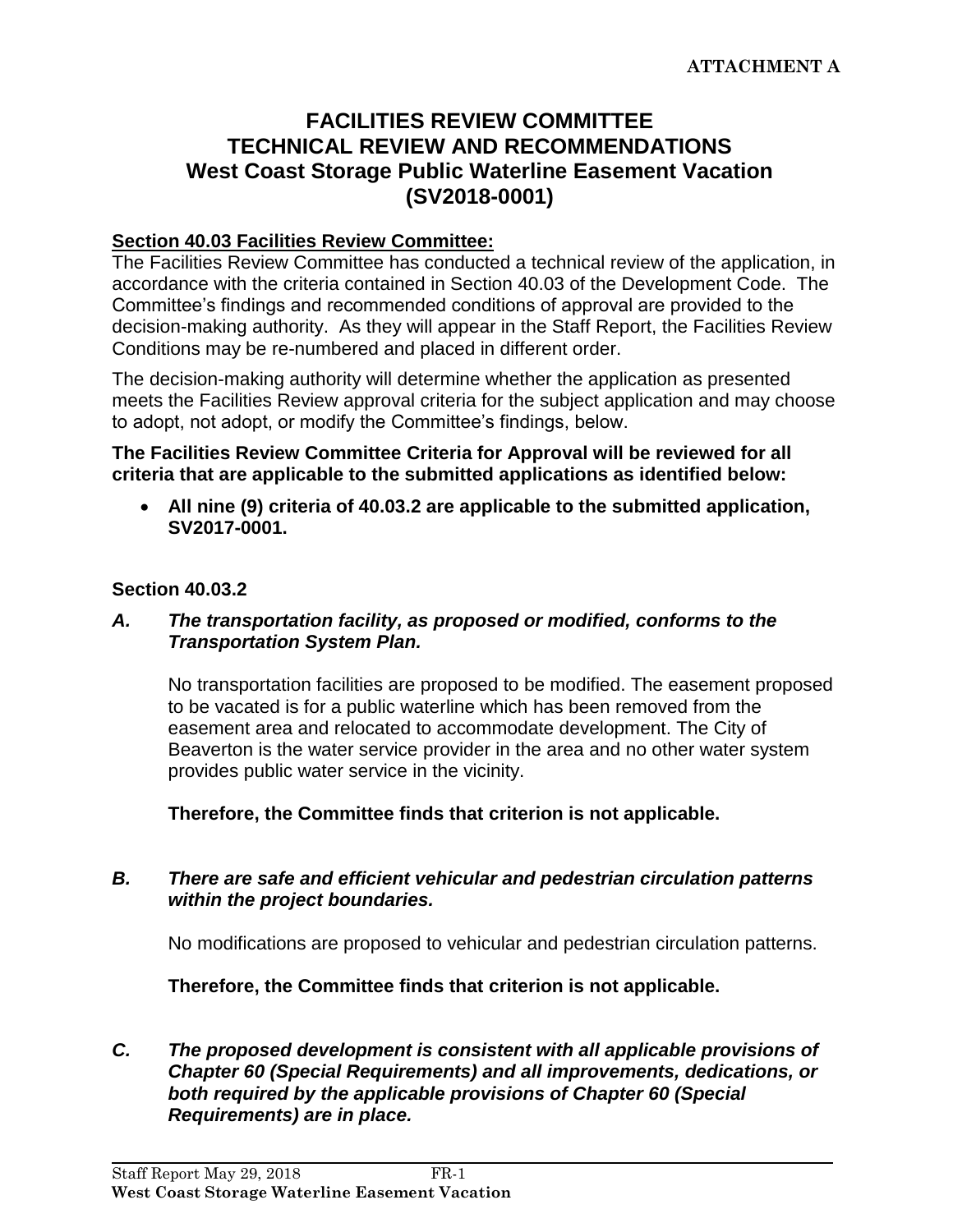**ATTACHMENT A**

# FACILITIES REVIEW COMMITTEE
# TECHNICAL REVIEW AND RECOMMENDATIONS
# West Coast Storage Public Waterline Easement Vacation
# (SV2018-0001)

**Section 40.03 Facilities Review Committee:**

The Facilities Review Committee has conducted a technical review of the application, in accordance with the criteria contained in Section 40.03 of the Development Code. The Committee's findings and recommended conditions of approval are provided to the decision-making authority. As they will appear in the Staff Report, the Facilities Review Conditions may be re-numbered and placed in different order.

The decision-making authority will determine whether the application as presented meets the Facilities Review approval criteria for the subject application and may choose to adopt, not adopt, or modify the Committee's findings, below.

**The Facilities Review Committee Criteria for Approval will be reviewed for all criteria that are applicable to the submitted applications as identified below:**

- **All nine (9) criteria of 40.03.2 are applicable to the submitted application, SV2017-0001.**

**Section 40.03.2**

***A. The transportation facility, as proposed or modified, conforms to the Transportation System Plan.***

No transportation facilities are proposed to be modified. The easement proposed to be vacated is for a public waterline which has been removed from the easement area and relocated to accommodate development. The City of Beaverton is the water service provider in the area and no other water system provides public water service in the vicinity.

**Therefore, the Committee finds that criterion is not applicable.**

***B. There are safe and efficient vehicular and pedestrian circulation patterns within the project boundaries.***

No modifications are proposed to vehicular and pedestrian circulation patterns.

**Therefore, the Committee finds that criterion is not applicable.**

***C. The proposed development is consistent with all applicable provisions of Chapter 60 (Special Requirements) and all improvements, dedications, or both required by the applicable provisions of Chapter 60 (Special Requirements) are in place.***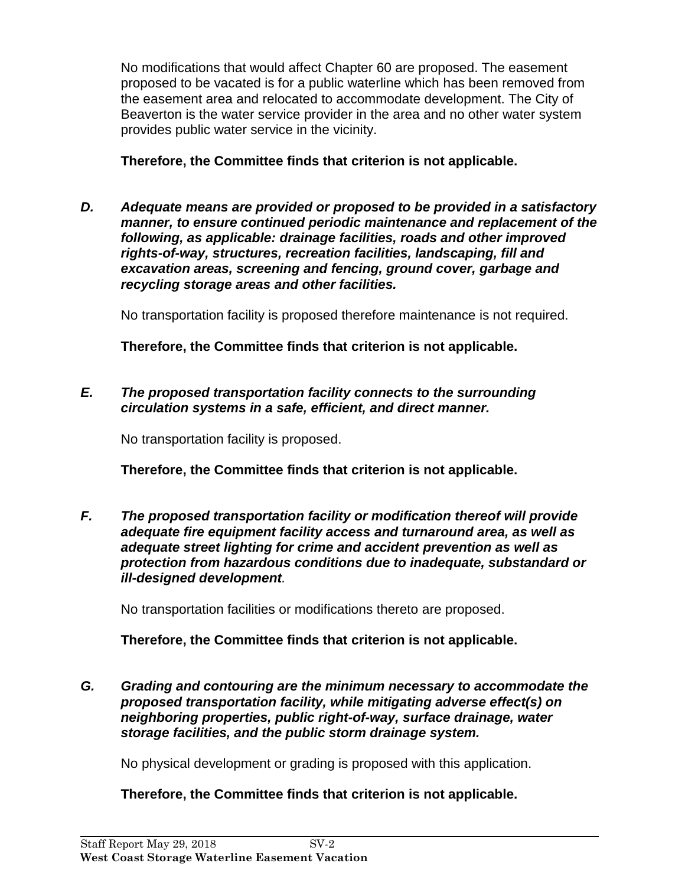No modifications that would affect Chapter 60 are proposed. The easement proposed to be vacated is for a public waterline which has been removed from the easement area and relocated to accommodate development. The City of Beaverton is the water service provider in the area and no other water system provides public water service in the vicinity.

**Therefore, the Committee finds that criterion is not applicable.**

***D. Adequate means are provided or proposed to be provided in a satisfactory manner, to ensure continued periodic maintenance and replacement of the following, as applicable: drainage facilities, roads and other improved rights-of-way, structures, recreation facilities, landscaping, fill and excavation areas, screening and fencing, ground cover, garbage and recycling storage areas and other facilities.***

No transportation facility is proposed therefore maintenance is not required.

**Therefore, the Committee finds that criterion is not applicable.**

***E. The proposed transportation facility connects to the surrounding circulation systems in a safe, efficient, and direct manner.***

No transportation facility is proposed.

**Therefore, the Committee finds that criterion is not applicable.**

***F. The proposed transportation facility or modification thereof will provide adequate fire equipment facility access and turnaround area, as well as adequate street lighting for crime and accident prevention as well as protection from hazardous conditions due to inadequate, substandard or ill-designed development.***

No transportation facilities or modifications thereto are proposed.

**Therefore, the Committee finds that criterion is not applicable.**

***G. Grading and contouring are the minimum necessary to accommodate the proposed transportation facility, while mitigating adverse effect(s) on neighboring properties, public right-of-way, surface drainage, water storage facilities, and the public storm drainage system.***

No physical development or grading is proposed with this application.

**Therefore, the Committee finds that criterion is not applicable.**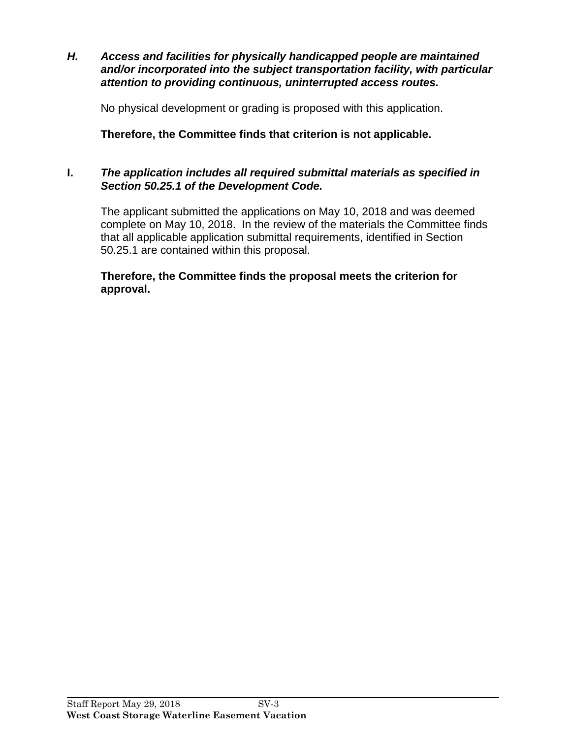**_H. Access and facilities for physically handicapped people are maintained and/or incorporated into the subject transportation facility, with particular attention to providing continuous, uninterrupted access routes._**

No physical development or grading is proposed with this application.

**Therefore, the Committee finds that criterion is not applicable.**

**I.** ***The application includes all required submittal materials as specified in Section 50.25.1 of the Development Code.***

The applicant submitted the applications on May 10, 2018 and was deemed complete on May 10, 2018. In the review of the materials the Committee finds that all applicable application submittal requirements, identified in Section 50.25.1 are contained within this proposal.

**Therefore, the Committee finds the proposal meets the criterion for approval.**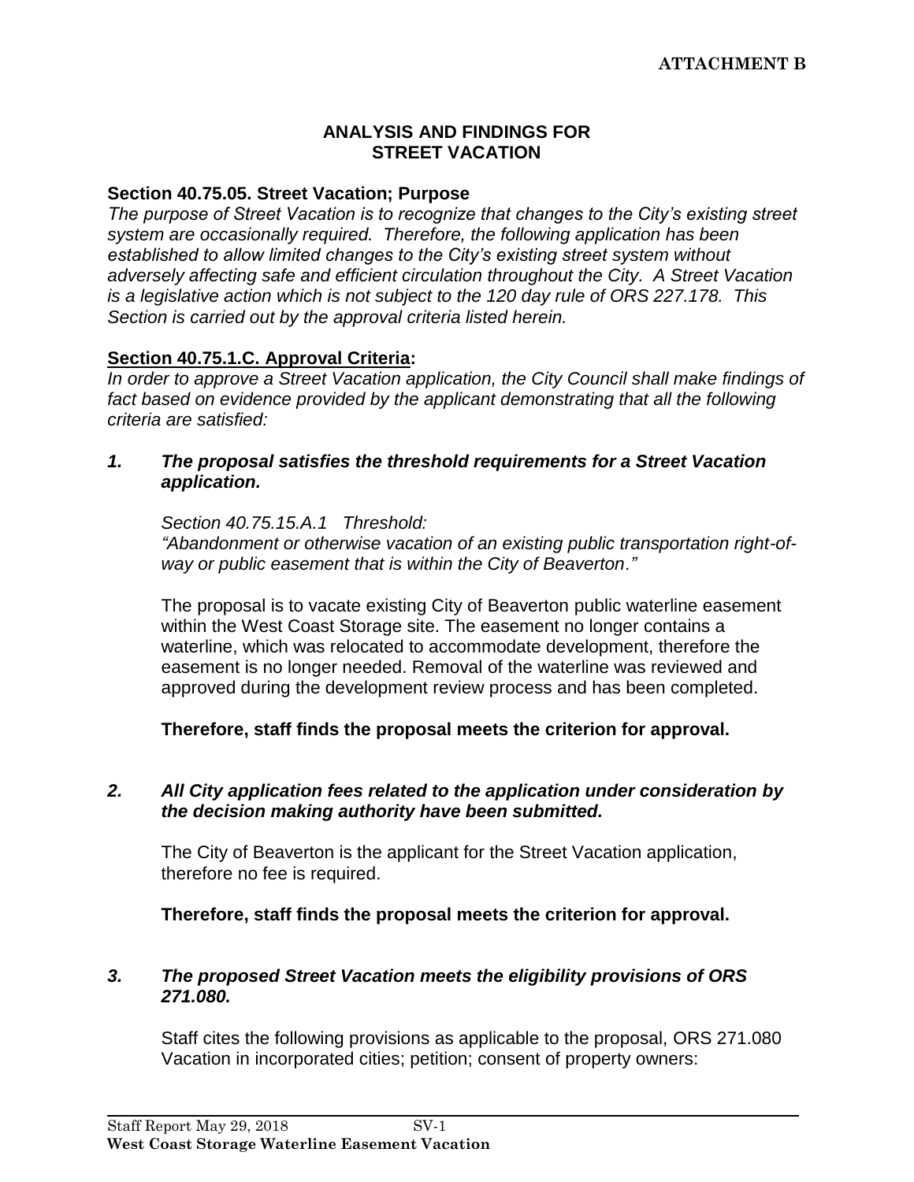**ATTACHMENT B**

## ANALYSIS AND FINDINGS FOR STREET VACATION

**Section 40.75.05. Street Vacation; Purpose**

*The purpose of Street Vacation is to recognize that changes to the City's existing street system are occasionally required. Therefore, the following application has been established to allow limited changes to the City's existing street system without adversely affecting safe and efficient circulation throughout the City. A Street Vacation is a legislative action which is not subject to the 120 day rule of ORS 227.178. This Section is carried out by the approval criteria listed herein.*

**Section 40.75.1.C. Approval Criteria:**

*In order to approve a Street Vacation application, the City Council shall make findings of fact based on evidence provided by the applicant demonstrating that all the following criteria are satisfied:*

***1. The proposal satisfies the threshold requirements for a Street Vacation application.***

*Section 40.75.15.A.1 Threshold:*
*"Abandonment or otherwise vacation of an existing public transportation right-of-way or public easement that is within the City of Beaverton."*

The proposal is to vacate existing City of Beaverton public waterline easement within the West Coast Storage site. The easement no longer contains a waterline, which was relocated to accommodate development, therefore the easement is no longer needed. Removal of the waterline was reviewed and approved during the development review process and has been completed.

**Therefore, staff finds the proposal meets the criterion for approval.**

***2. All City application fees related to the application under consideration by the decision making authority have been submitted.***

The City of Beaverton is the applicant for the Street Vacation application, therefore no fee is required.

**Therefore, staff finds the proposal meets the criterion for approval.**

***3. The proposed Street Vacation meets the eligibility provisions of ORS 271.080.***

Staff cites the following provisions as applicable to the proposal, ORS 271.080 Vacation in incorporated cities; petition; consent of property owners: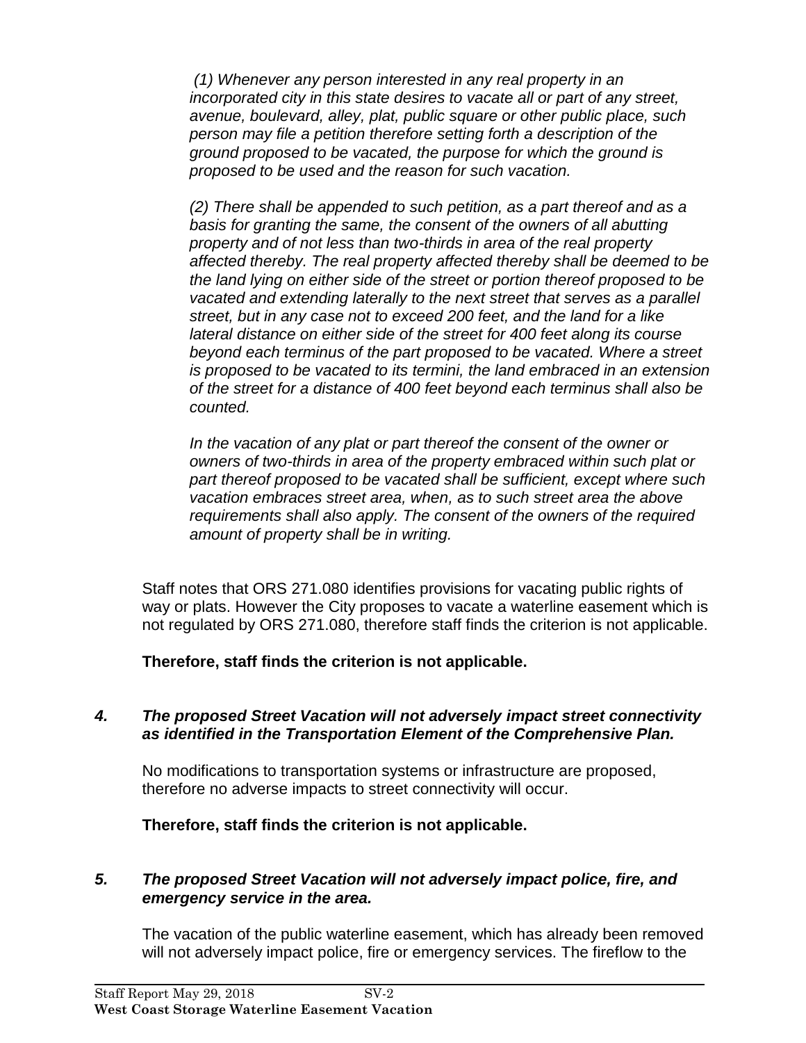*(1) Whenever any person interested in any real property in an incorporated city in this state desires to vacate all or part of any street, avenue, boulevard, alley, plat, public square or other public place, such person may file a petition therefore setting forth a description of the ground proposed to be vacated, the purpose for which the ground is proposed to be used and the reason for such vacation.*

*(2) There shall be appended to such petition, as a part thereof and as a basis for granting the same, the consent of the owners of all abutting property and of not less than two-thirds in area of the real property affected thereby. The real property affected thereby shall be deemed to be the land lying on either side of the street or portion thereof proposed to be vacated and extending laterally to the next street that serves as a parallel street, but in any case not to exceed 200 feet, and the land for a like lateral distance on either side of the street for 400 feet along its course beyond each terminus of the part proposed to be vacated. Where a street is proposed to be vacated to its termini, the land embraced in an extension of the street for a distance of 400 feet beyond each terminus shall also be counted.*

*In the vacation of any plat or part thereof the consent of the owner or owners of two-thirds in area of the property embraced within such plat or part thereof proposed to be vacated shall be sufficient, except where such vacation embraces street area, when, as to such street area the above requirements shall also apply. The consent of the owners of the required amount of property shall be in writing.*

Staff notes that ORS 271.080 identifies provisions for vacating public rights of way or plats. However the City proposes to vacate a waterline easement which is not regulated by ORS 271.080, therefore staff finds the criterion is not applicable.

**Therefore, staff finds the criterion is not applicable.**

***4. The proposed Street Vacation will not adversely impact street connectivity as identified in the Transportation Element of the Comprehensive Plan.***

No modifications to transportation systems or infrastructure are proposed, therefore no adverse impacts to street connectivity will occur.

**Therefore, staff finds the criterion is not applicable.**

***5. The proposed Street Vacation will not adversely impact police, fire, and emergency service in the area.***

The vacation of the public waterline easement, which has already been removed will not adversely impact police, fire or emergency services. The fireflow to the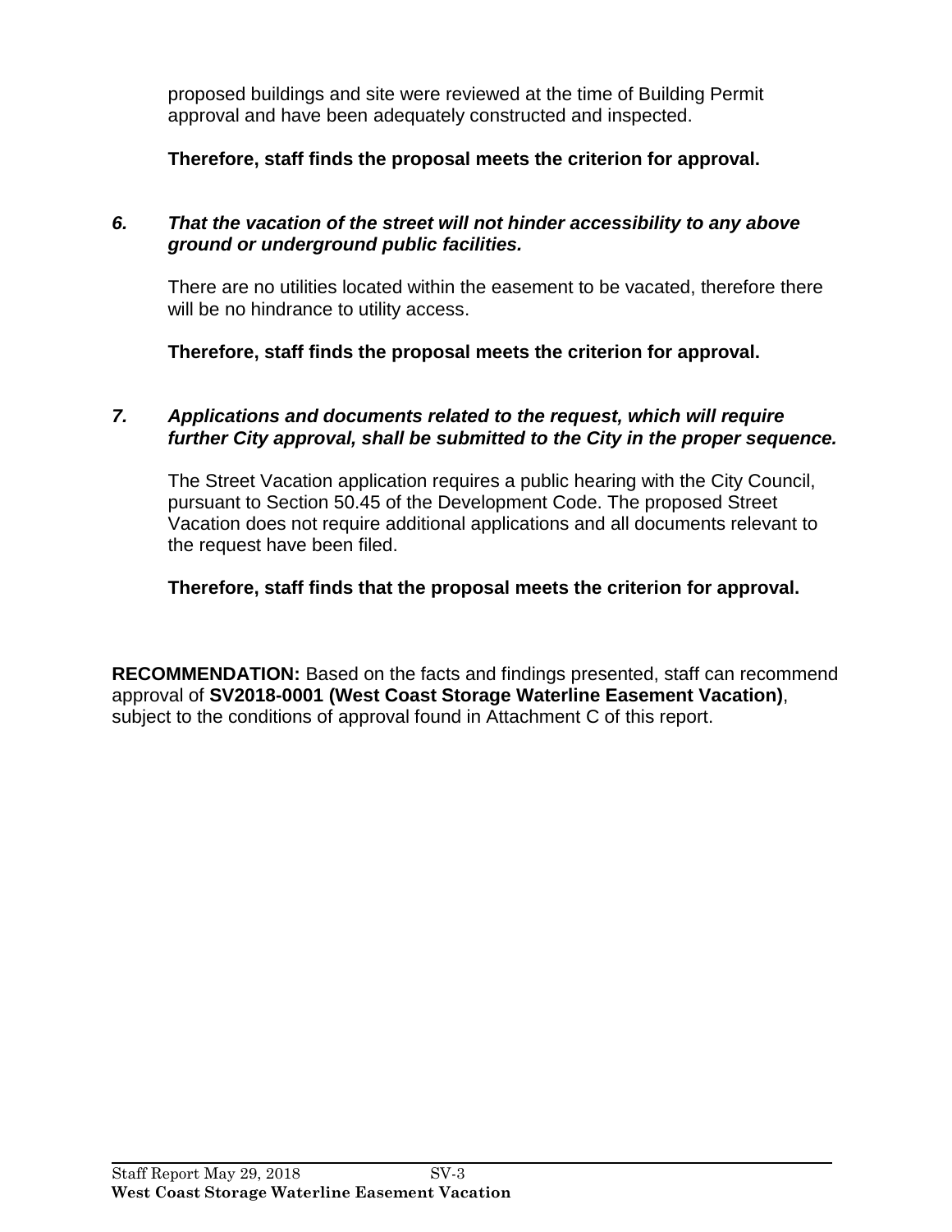proposed buildings and site were reviewed at the time of Building Permit approval and have been adequately constructed and inspected.

**Therefore, staff finds the proposal meets the criterion for approval.**

***6. That the vacation of the street will not hinder accessibility to any above ground or underground public facilities.***

There are no utilities located within the easement to be vacated, therefore there will be no hindrance to utility access.

**Therefore, staff finds the proposal meets the criterion for approval.**

***7. Applications and documents related to the request, which will require further City approval, shall be submitted to the City in the proper sequence.***

The Street Vacation application requires a public hearing with the City Council, pursuant to Section 50.45 of the Development Code. The proposed Street Vacation does not require additional applications and all documents relevant to the request have been filed.

**Therefore, staff finds that the proposal meets the criterion for approval.**

**RECOMMENDATION:** Based on the facts and findings presented, staff can recommend approval of **SV2018-0001 (West Coast Storage Waterline Easement Vacation)**, subject to the conditions of approval found in Attachment C of this report.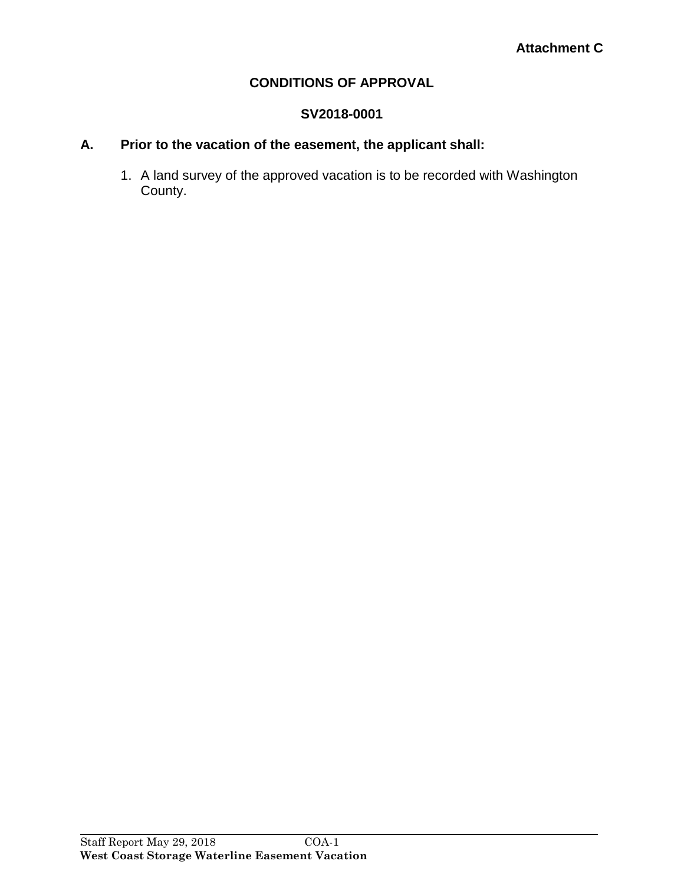**Attachment C**

# CONDITIONS OF APPROVAL

## SV2018-0001

### A. Prior to the vacation of the easement, the applicant shall:

1. A land survey of the approved vacation is to be recorded with Washington County.